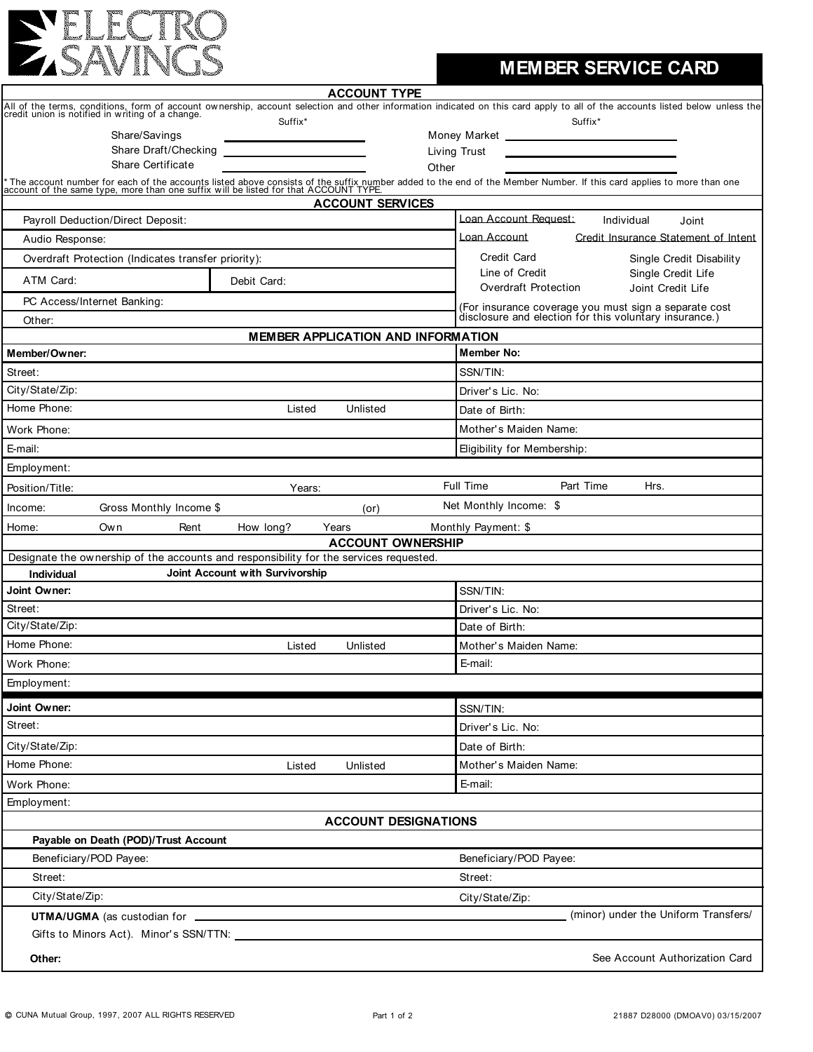ELECTRO SAVINGS

# MEMBER SERVICE CARD

## ACCOUNT TYPE

All of the terms, conditions, form of account ownership, account selection and other information indicated on this card apply to all of the accounts listed below unless the credit union is notified in writing of a change.

| | Suffix* | | Suffix* |
|---|---|---|---|
| Share/Savings | | Money Market | |
| Share Draft/Checking | | Living Trust | |
| Share Certificate | | Other | |

\* The account number for each of the accounts listed above consists of the suffix number added to the end of the Member Number. If this card applies to more than one account of the same type, more than one suffix will be listed for that ACCOUNT TYPE.

## ACCOUNT SERVICES

| | | |
|---|---|---|
| Payroll Deduction/Direct Deposit: | | Loan Account Request: Individual Joint |
| Audio Response: | | Loan Account / Credit Insurance Statement of Intent |
| Overdraft Protection (Indicates transfer priority): | | Credit Card / Single Credit Disability |
| ATM Card: | Debit Card: | Line of Credit / Single Credit Life |
| PC Access/Internet Banking: | | Overdraft Protection / Joint Credit Life |
| Other: | | (For insurance coverage you must sign a separate cost disclosure and election for this voluntary insurance.) |

## MEMBER APPLICATION AND INFORMATION

| | |
|---|---|
| **Member/Owner:** | **Member No:** |
| Street: | SSN/TIN: |
| City/State/Zip: | Driver's Lic. No: |
| Home Phone: Listed Unlisted | Date of Birth: |
| Work Phone: | Mother's Maiden Name: |
| E-mail: | Eligibility for Membership: |

Employment:

Position/Title: Years: Full Time Part Time Hrs.

Income: Gross Monthly Income $ (or) Net Monthly Income: $

Home: Own Rent How long? Years Monthly Payment: $

## ACCOUNT OWNERSHIP

Designate the ownership of the accounts and responsibility for the services requested.

**Individual** **Joint Account with Survivorship**

| | |
|---|---|
| **Joint Owner:** | SSN/TIN: |
| Street: | Driver's Lic. No: |
| City/State/Zip: | Date of Birth: |
| Home Phone: Listed Unlisted | Mother's Maiden Name: |
| Work Phone: | E-mail: |
| Employment: | |

| | |
|---|---|
| **Joint Owner:** | SSN/TIN: |
| Street: | Driver's Lic. No: |
| City/State/Zip: | Date of Birth: |
| Home Phone: Listed Unlisted | Mother's Maiden Name: |
| Work Phone: | E-mail: |
| Employment: | |

## ACCOUNT DESIGNATIONS

**Payable on Death (POD)/Trust Account**

| | |
|---|---|
| Beneficiary/POD Payee: | Beneficiary/POD Payee: |
| Street: | Street: |
| City/State/Zip: | City/State/Zip: |

**UTMA/UGMA** (as custodian for ______________________ (minor) under the Uniform Transfers/ Gifts to Minors Act). Minor's SSN/TTN: ______________________

**Other:** See Account Authorization Card

© CUNA Mutual Group, 1997, 2007 ALL RIGHTS RESERVED

21887 D28000 (DMOAV0) 03/15/2007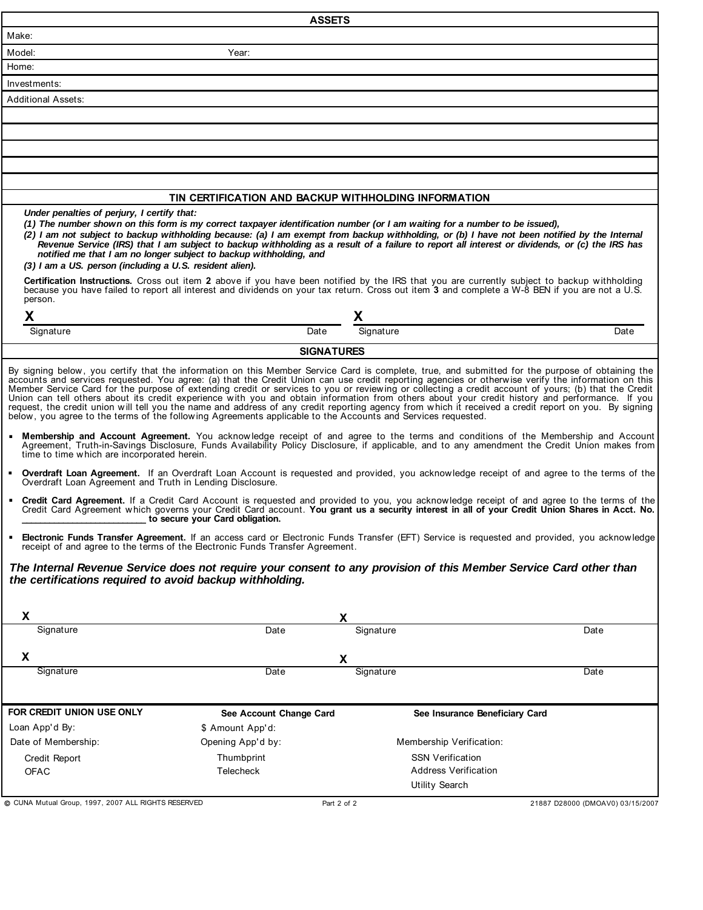## ASSETS

Make:

Model: Year:

Home:

Investments:

Additional Assets:

## TIN CERTIFICATION AND BACKUP WITHHOLDING INFORMATION

***Under penalties of perjury, I certify that:***

***(1) The number shown on this form is my correct taxpayer identification number (or I am waiting for a number to be issued),***

***(2) I am not subject to backup withholding because: (a) I am exempt from backup withholding, or (b) I have not been notified by the Internal Revenue Service (IRS) that I am subject to backup withholding as a result of a failure to report all interest or dividends, or (c) the IRS has notified me that I am no longer subject to backup withholding, and***

***(3) I am a US. person (including a U.S. resident alien).***

**Certification Instructions.** Cross out item **2** above if you have been notified by the IRS that you are currently subject to backup withholding because you have failed to report all interest and dividends on your tax return. Cross out item **3** and complete a W-8 BEN if you are not a U.S. person.

| | | | |
|---|---|---|---|
| **X** | | **X** | |
| Signature | Date | Signature | Date |

## SIGNATURES

By signing below, you certify that the information on this Member Service Card is complete, true, and submitted for the purpose of obtaining the accounts and services requested. You agree: (a) that the Credit Union can use credit reporting agencies or otherwise verify the information on this Member Service Card for the purpose of extending credit or services to you or reviewing or collecting a credit account of yours; (b) that the Credit Union can tell others about its credit experience with you and obtain information from others about your credit history and performance. If you request, the credit union will tell you the name and address of any credit reporting agency from which it received a credit report on you. By signing below, you agree to the terms of the following Agreements applicable to the Accounts and Services requested.

- **Membership and Account Agreement.** You acknowledge receipt of and agree to the terms and conditions of the Membership and Account Agreement, Truth-in-Savings Disclosure, Funds Availability Policy Disclosure, if applicable, and to any amendment the Credit Union makes from time to time which are incorporated herein.
- **Overdraft Loan Agreement.** If an Overdraft Loan Account is requested and provided, you acknowledge receipt of and agree to the terms of the Overdraft Loan Agreement and Truth in Lending Disclosure.
- **Credit Card Agreement.** If a Credit Card Account is requested and provided to you, you acknowledge receipt of and agree to the terms of the Credit Card Agreement which governs your Credit Card account. **You grant us a security interest in all of your Credit Union Shares in Acct. No. _________________________ to secure your Card obligation.**
- **Electronic Funds Transfer Agreement.** If an access card or Electronic Funds Transfer (EFT) Service is requested and provided, you acknowledge receipt of and agree to the terms of the Electronic Funds Transfer Agreement.

***The Internal Revenue Service does not require your consent to any provision of this Member Service Card other than the certifications required to avoid backup withholding.***

| | | | |
|---|---|---|---|
| **X** | | **X** | |
| Signature | Date | Signature | Date |
| **X** | | **X** | |
| Signature | Date | Signature | Date |

| **FOR CREDIT UNION USE ONLY** | **See Account Change Card** | **See Insurance Beneficiary Card** |
|---|---|---|
| Loan App'd By: | $ Amount App'd: | |
| Date of Membership: | Opening App'd by: | Membership Verification: |
| Credit Report | Thumbprint | SSN Verification |
| OFAC | Telecheck | Address Verification |
| | | Utility Search |

© CUNA Mutual Group, 1997, 2007 ALL RIGHTS RESERVED

21887 D28000 (DMOAV0) 03/15/2007